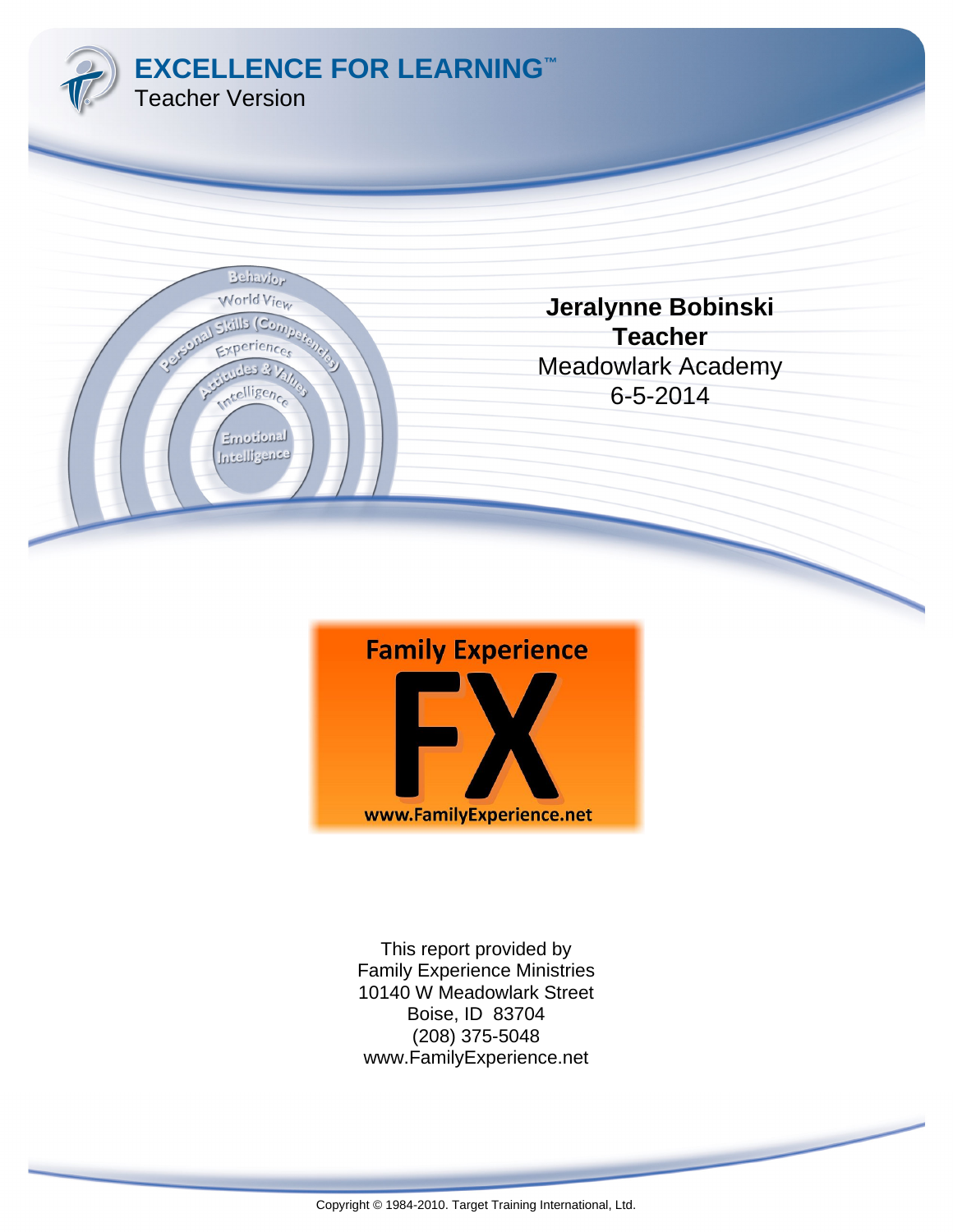# EXCELLENCE FOR LEARNING™

Teacher Version

**Jeralynne Bobinski**
**Teacher**
Meadowlark Academy
6-5-2014

Family Experience
FX
www.FamilyExperience.net

This report provided by
Family Experience Ministries
10140 W Meadowlark Street
Boise, ID 83704
(208) 375-5048
www.FamilyExperience.net

Copyright © 1984-2010. Target Training International, Ltd.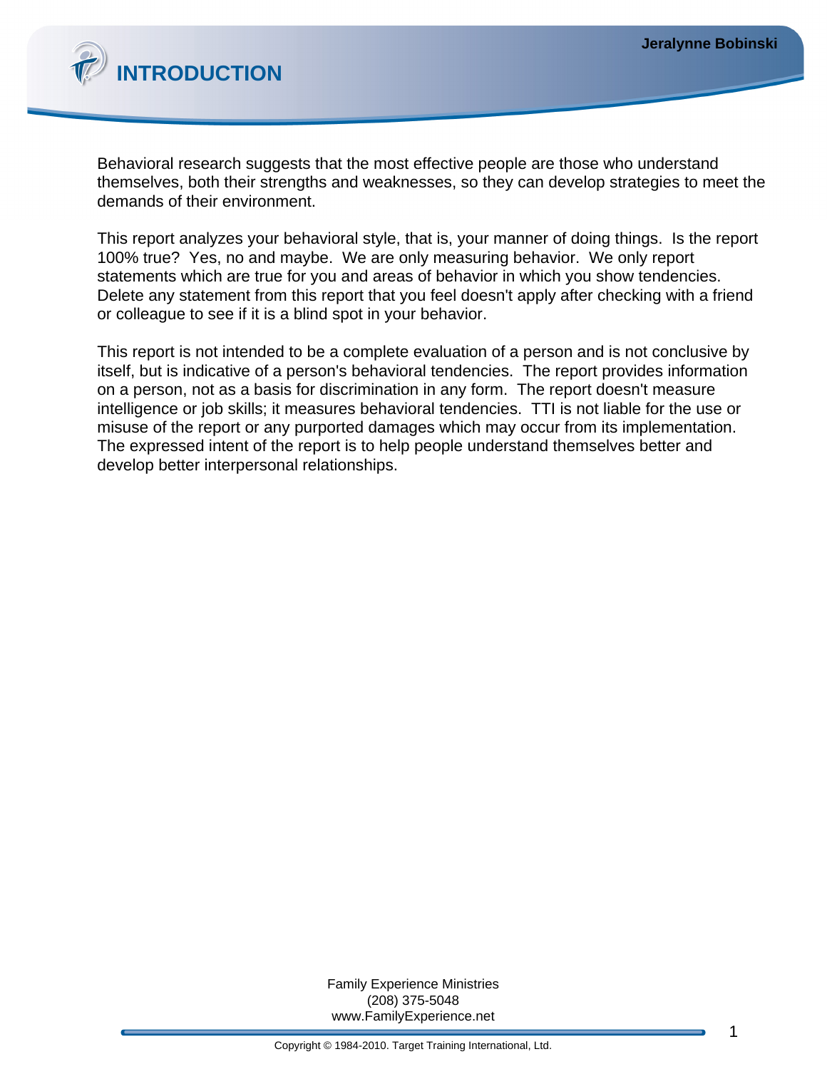# INTRODUCTION

Behavioral research suggests that the most effective people are those who understand themselves, both their strengths and weaknesses, so they can develop strategies to meet the demands of their environment.

This report analyzes your behavioral style, that is, your manner of doing things. Is the report 100% true? Yes, no and maybe. We are only measuring behavior. We only report statements which are true for you and areas of behavior in which you show tendencies. Delete any statement from this report that you feel doesn't apply after checking with a friend or colleague to see if it is a blind spot in your behavior.

This report is not intended to be a complete evaluation of a person and is not conclusive by itself, but is indicative of a person's behavioral tendencies. The report provides information on a person, not as a basis for discrimination in any form. The report doesn't measure intelligence or job skills; it measures behavioral tendencies. TTI is not liable for the use or misuse of the report or any purported damages which may occur from its implementation. The expressed intent of the report is to help people understand themselves better and develop better interpersonal relationships.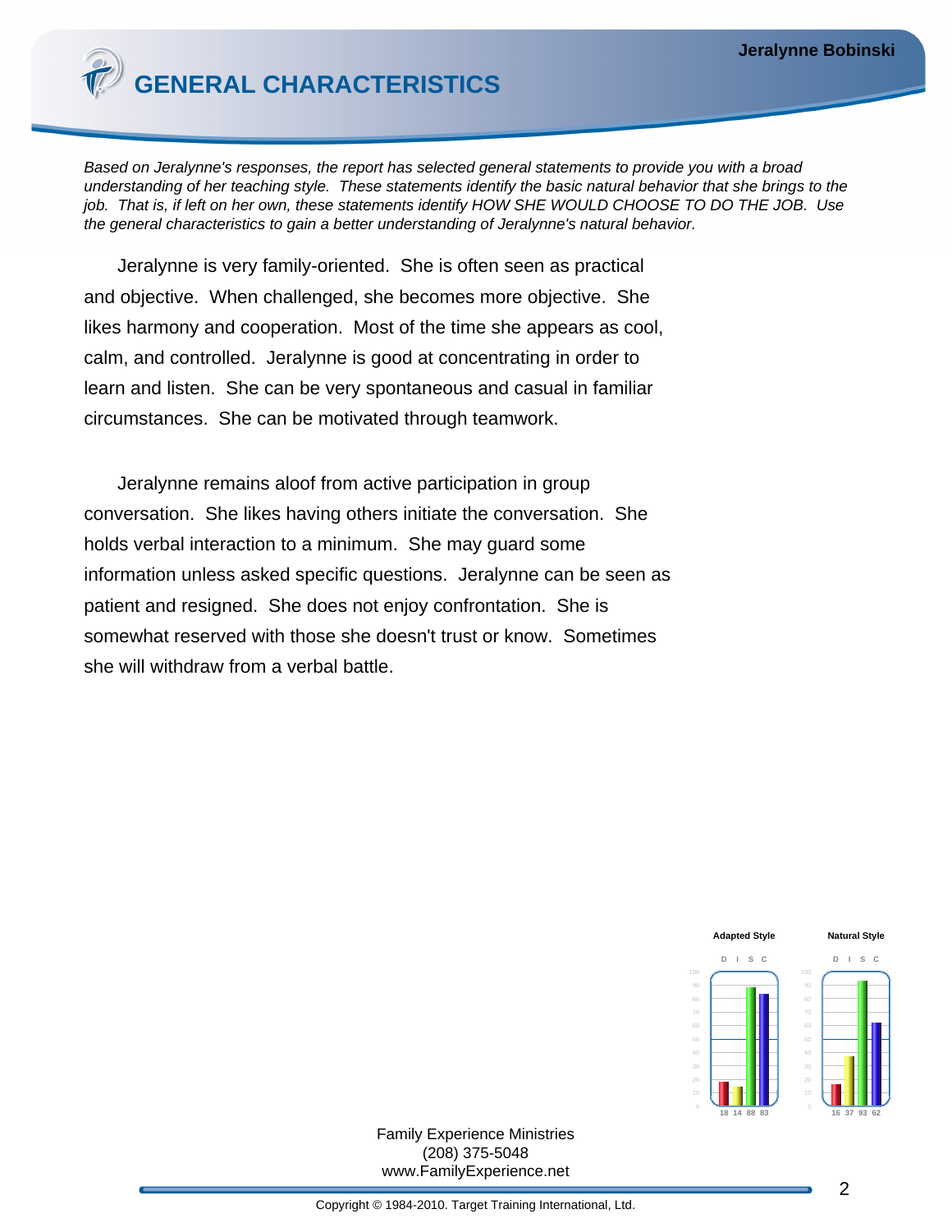# GENERAL CHARACTERISTICS

*Based on Jeralynne's responses, the report has selected general statements to provide you with a broad understanding of her teaching style. These statements identify the basic natural behavior that she brings to the job. That is, if left on her own, these statements identify HOW SHE WOULD CHOOSE TO DO THE JOB. Use the general characteristics to gain a better understanding of Jeralynne's natural behavior.*

Jeralynne is very family-oriented. She is often seen as practical and objective. When challenged, she becomes more objective. She likes harmony and cooperation. Most of the time she appears as cool, calm, and controlled. Jeralynne is good at concentrating in order to learn and listen. She can be very spontaneous and casual in familiar circumstances. She can be motivated through teamwork.

Jeralynne remains aloof from active participation in group conversation. She likes having others initiate the conversation. She holds verbal interaction to a minimum. She may guard some information unless asked specific questions. Jeralynne can be seen as patient and resigned. She does not enjoy confrontation. She is somewhat reserved with those she doesn't trust or know. Sometimes she will withdraw from a verbal battle.

| | D | I | S | C |
|---|---|---|---|---|
| Adapted Style | 18 | 14 | 88 | 83 |
| Natural Style | 16 | 37 | 93 | 62 |

Family Experience Ministries
(208) 375-5048
www.FamilyExperience.net

Copyright © 1984-2010. Target Training International, Ltd.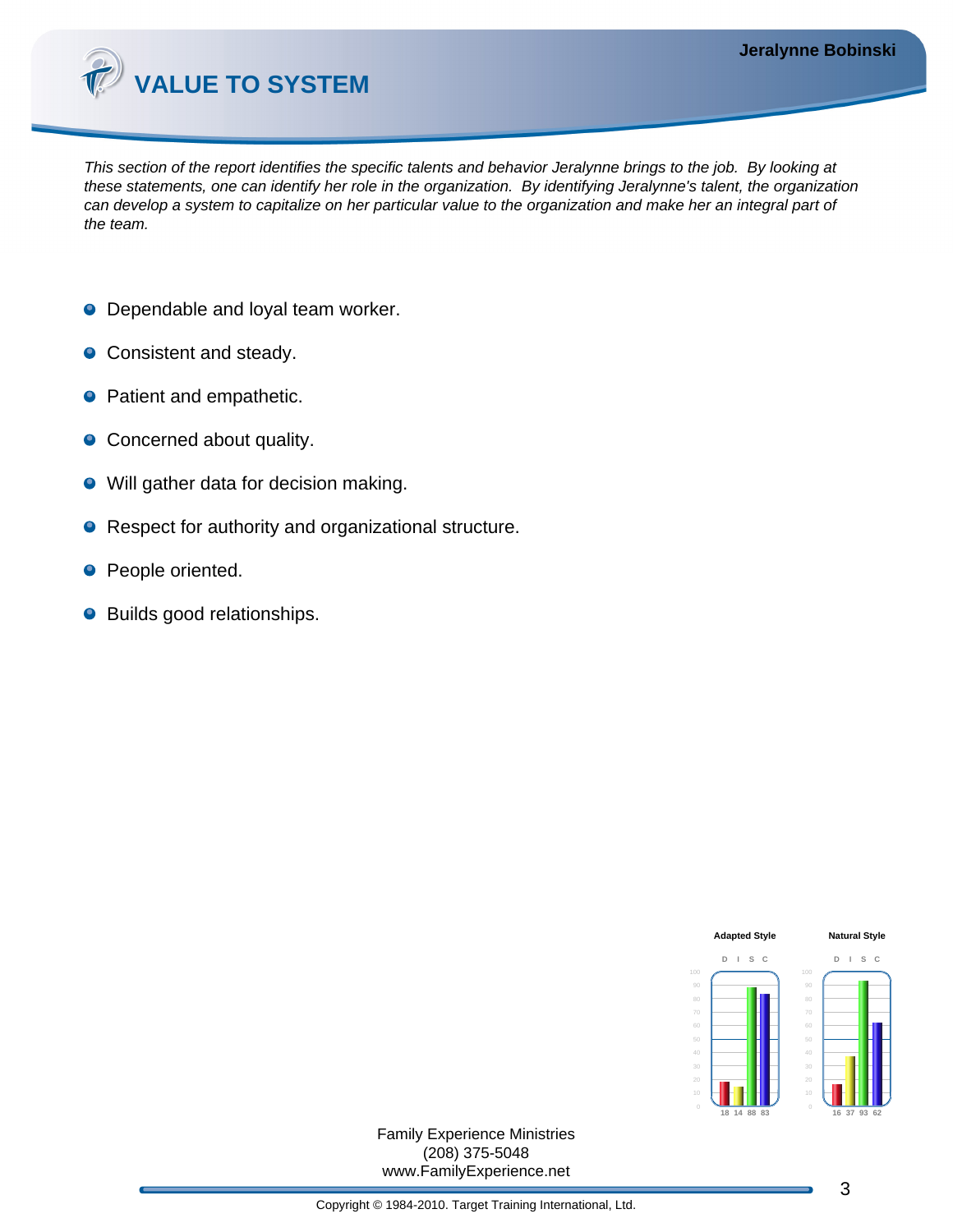# VALUE TO SYSTEM

*This section of the report identifies the specific talents and behavior Jeralynne brings to the job. By looking at these statements, one can identify her role in the organization. By identifying Jeralynne's talent, the organization can develop a system to capitalize on her particular value to the organization and make her an integral part of the team.*

- Dependable and loyal team worker.
- Consistent and steady.
- Patient and empathetic.
- Concerned about quality.
- Will gather data for decision making.
- Respect for authority and organizational structure.
- People oriented.
- Builds good relationships.

| | D | I | S | C |
|---|---|---|---|---|
| Adapted Style | 18 | 14 | 88 | 83 |
| Natural Style | 16 | 37 | 93 | 62 |

Family Experience Ministries
(208) 375-5048
www.FamilyExperience.net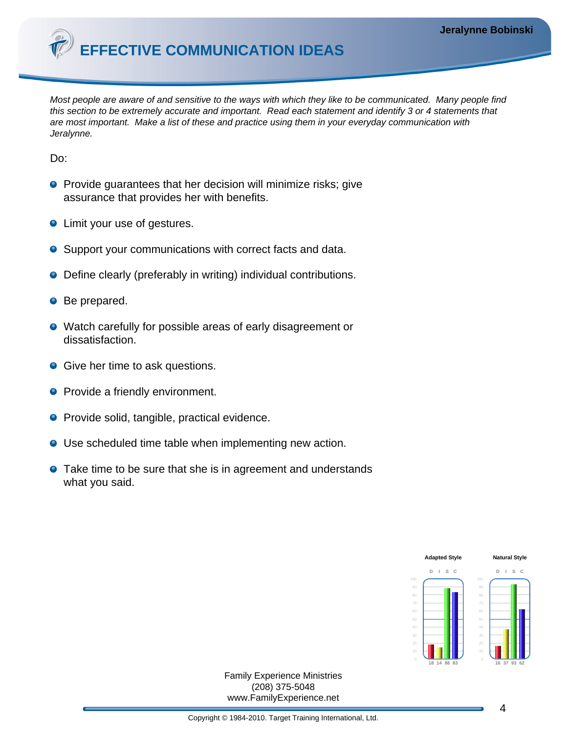# EFFECTIVE COMMUNICATION IDEAS

*Most people are aware of and sensitive to the ways with which they like to be communicated. Many people find this section to be extremely accurate and important. Read each statement and identify 3 or 4 statements that are most important. Make a list of these and practice using them in your everyday communication with Jeralynne.*

Do:

- Provide guarantees that her decision will minimize risks; give assurance that provides her with benefits.
- Limit your use of gestures.
- Support your communications with correct facts and data.
- Define clearly (preferably in writing) individual contributions.
- Be prepared.
- Watch carefully for possible areas of early disagreement or dissatisfaction.
- Give her time to ask questions.
- Provide a friendly environment.
- Provide solid, tangible, practical evidence.
- Use scheduled time table when implementing new action.
- Take time to be sure that she is in agreement and understands what you said.

| | D | I | S | C |
|---|---|---|---|---|
| Adapted Style | 18 | 14 | 88 | 83 |
| Natural Style | 16 | 37 | 93 | 62 |

Family Experience Ministries
(208) 375-5048
www.FamilyExperience.net

Copyright © 1984-2010. Target Training International, Ltd.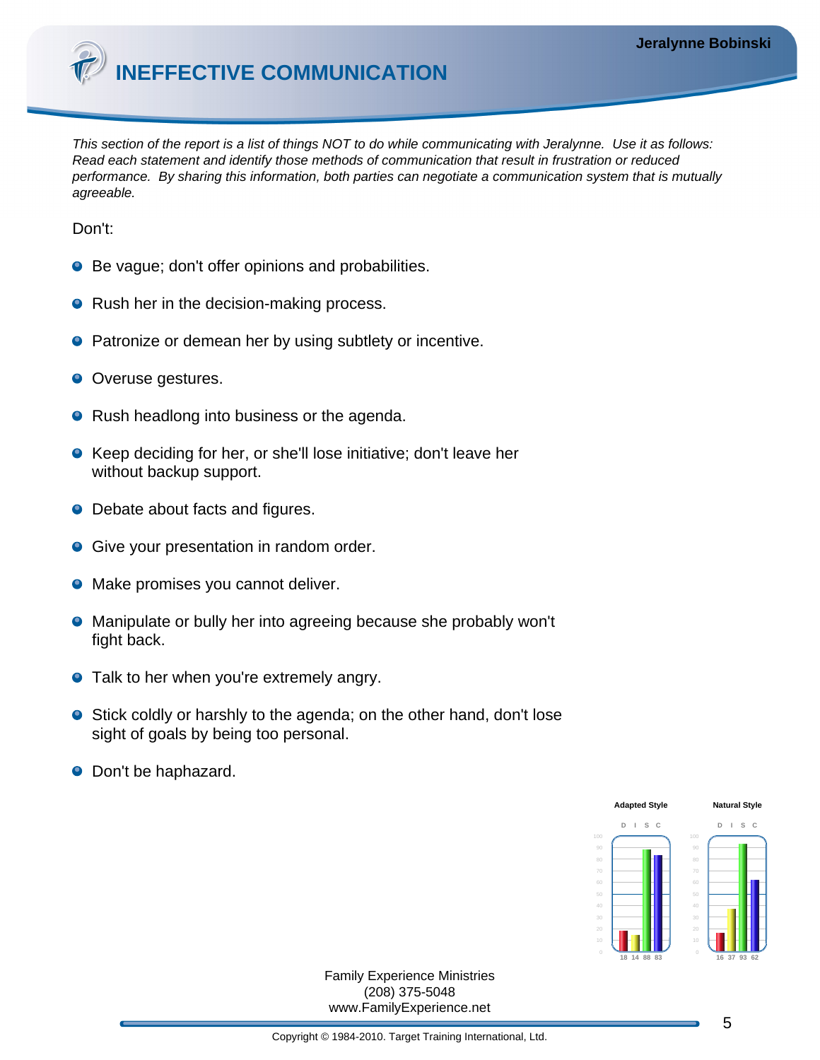# INEFFECTIVE COMMUNICATION

*This section of the report is a list of things NOT to do while communicating with Jeralynne. Use it as follows: Read each statement and identify those methods of communication that result in frustration or reduced performance. By sharing this information, both parties can negotiate a communication system that is mutually agreeable.*

Don't:

- Be vague; don't offer opinions and probabilities.
- Rush her in the decision-making process.
- Patronize or demean her by using subtlety or incentive.
- Overuse gestures.
- Rush headlong into business or the agenda.
- Keep deciding for her, or she'll lose initiative; don't leave her without backup support.
- Debate about facts and figures.
- Give your presentation in random order.
- Make promises you cannot deliver.
- Manipulate or bully her into agreeing because she probably won't fight back.
- Talk to her when you're extremely angry.
- Stick coldly or harshly to the agenda; on the other hand, don't lose sight of goals by being too personal.
- Don't be haphazard.

| | D | I | S | C |
|---|---|---|---|---|
| Adapted Style | 18 | 14 | 88 | 83 |
| Natural Style | 16 | 37 | 93 | 62 |

Family Experience Ministries
(208) 375-5048
www.FamilyExperience.net

Copyright © 1984-2010. Target Training International, Ltd.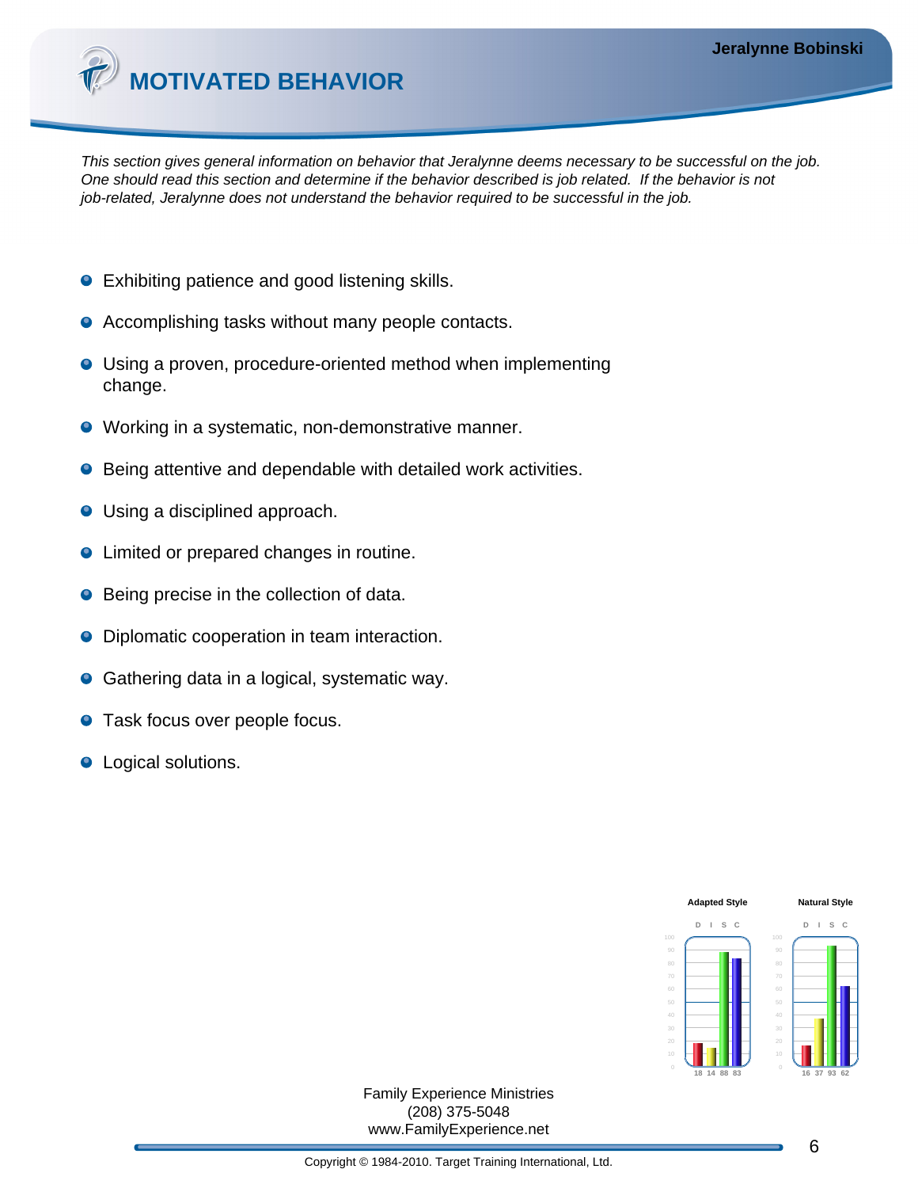# MOTIVATED BEHAVIOR

*This section gives general information on behavior that Jeralynne deems necessary to be successful on the job. One should read this section and determine if the behavior described is job related. If the behavior is not job-related, Jeralynne does not understand the behavior required to be successful in the job.*

- Exhibiting patience and good listening skills.
- Accomplishing tasks without many people contacts.
- Using a proven, procedure-oriented method when implementing change.
- Working in a systematic, non-demonstrative manner.
- Being attentive and dependable with detailed work activities.
- Using a disciplined approach.
- Limited or prepared changes in routine.
- Being precise in the collection of data.
- Diplomatic cooperation in team interaction.
- Gathering data in a logical, systematic way.
- Task focus over people focus.
- Logical solutions.

| | D | I | S | C |
|---|---|---|---|---|
| Adapted Style | 18 | 14 | 88 | 83 |
| Natural Style | 16 | 37 | 93 | 62 |

Family Experience Ministries
(208) 375-5048
www.FamilyExperience.net

Copyright © 1984-2010. Target Training International, Ltd.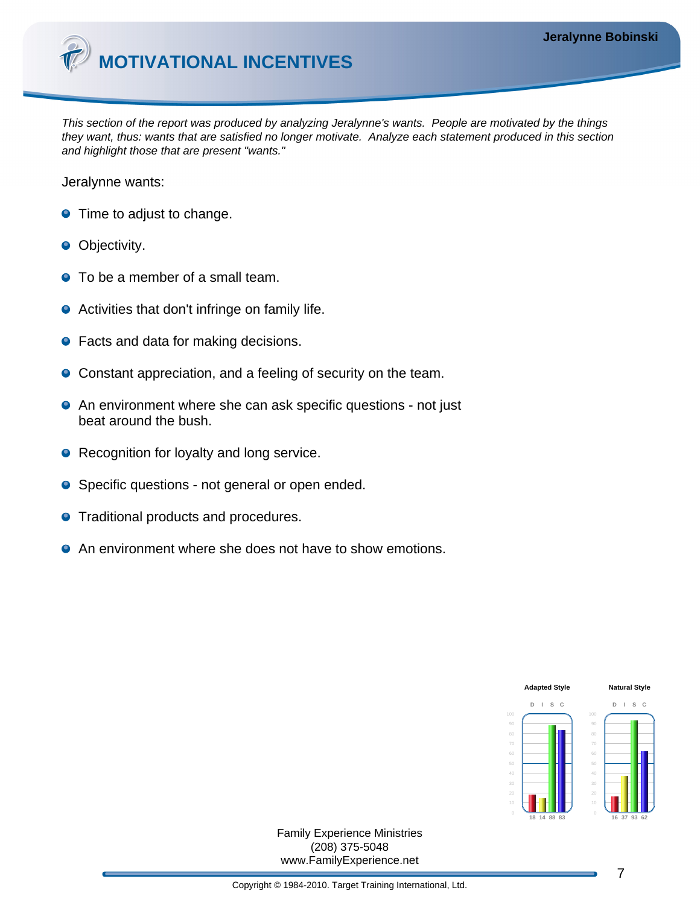# MOTIVATIONAL INCENTIVES

*This section of the report was produced by analyzing Jeralynne's wants. People are motivated by the things they want, thus: wants that are satisfied no longer motivate. Analyze each statement produced in this section and highlight those that are present "wants."*

Jeralynne wants:

- Time to adjust to change.
- Objectivity.
- To be a member of a small team.
- Activities that don't infringe on family life.
- Facts and data for making decisions.
- Constant appreciation, and a feeling of security on the team.
- An environment where she can ask specific questions - not just beat around the bush.
- Recognition for loyalty and long service.
- Specific questions - not general or open ended.
- Traditional products and procedures.
- An environment where she does not have to show emotions.

| | D | I | S | C |
|---|---|---|---|---|
| Adapted Style | 18 | 14 | 88 | 83 |
| Natural Style | 16 | 37 | 93 | 62 |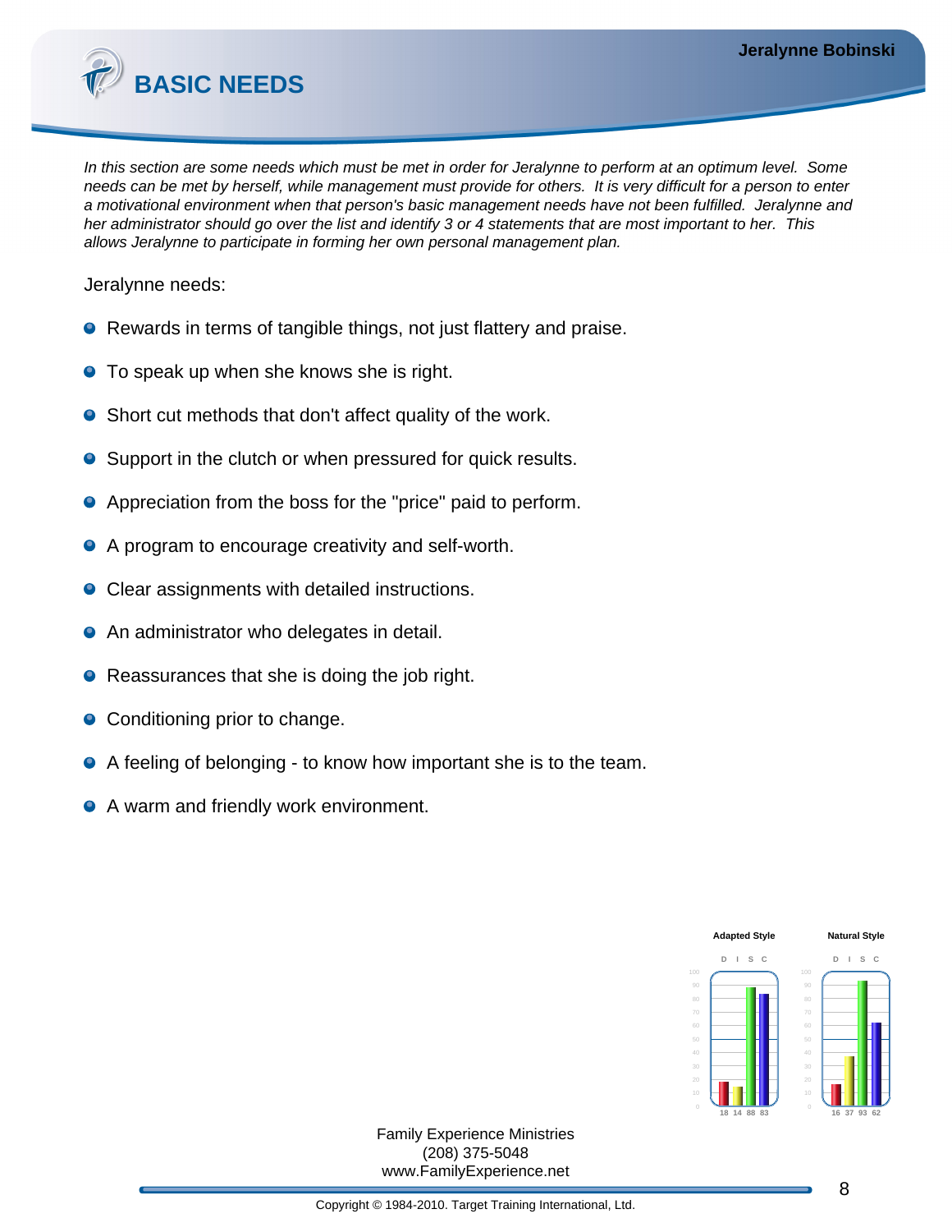# BASIC NEEDS

*In this section are some needs which must be met in order for Jeralynne to perform at an optimum level. Some needs can be met by herself, while management must provide for others. It is very difficult for a person to enter a motivational environment when that person's basic management needs have not been fulfilled. Jeralynne and her administrator should go over the list and identify 3 or 4 statements that are most important to her. This allows Jeralynne to participate in forming her own personal management plan.*

Jeralynne needs:

- Rewards in terms of tangible things, not just flattery and praise.
- To speak up when she knows she is right.
- Short cut methods that don't affect quality of the work.
- Support in the clutch or when pressured for quick results.
- Appreciation from the boss for the "price" paid to perform.
- A program to encourage creativity and self-worth.
- Clear assignments with detailed instructions.
- An administrator who delegates in detail.
- Reassurances that she is doing the job right.
- Conditioning prior to change.
- A feeling of belonging - to know how important she is to the team.
- A warm and friendly work environment.

| | D | I | S | C |
|---|---|---|---|---|
| Adapted Style | 18 | 14 | 88 | 83 |
| Natural Style | 16 | 37 | 93 | 62 |

Family Experience Ministries
(208) 375-5048
www.FamilyExperience.net

Copyright © 1984-2010. Target Training International, Ltd.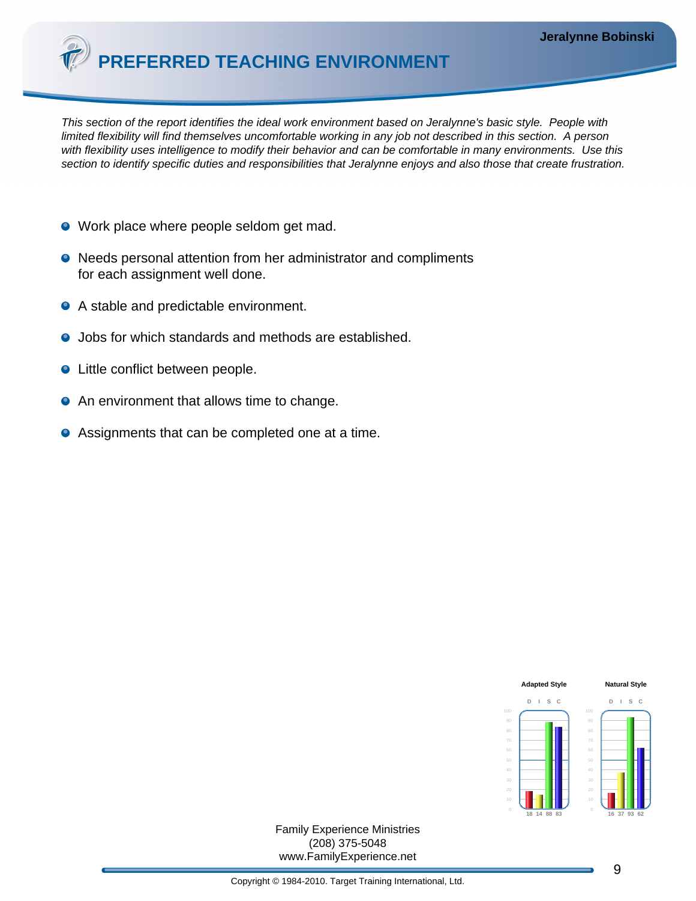# PREFERRED TEACHING ENVIRONMENT

*This section of the report identifies the ideal work environment based on Jeralynne's basic style. People with limited flexibility will find themselves uncomfortable working in any job not described in this section. A person with flexibility uses intelligence to modify their behavior and can be comfortable in many environments. Use this section to identify specific duties and responsibilities that Jeralynne enjoys and also those that create frustration.*

- Work place where people seldom get mad.
- Needs personal attention from her administrator and compliments for each assignment well done.
- A stable and predictable environment.
- Jobs for which standards and methods are established.
- Little conflict between people.
- An environment that allows time to change.
- Assignments that can be completed one at a time.

| | D | I | S | C |
|---|---|---|---|---|
| Adapted Style | 18 | 14 | 88 | 83 |
| Natural Style | 16 | 37 | 93 | 62 |

Family Experience Ministries
(208) 375-5048
www.FamilyExperience.net

Copyright © 1984-2010. Target Training International, Ltd.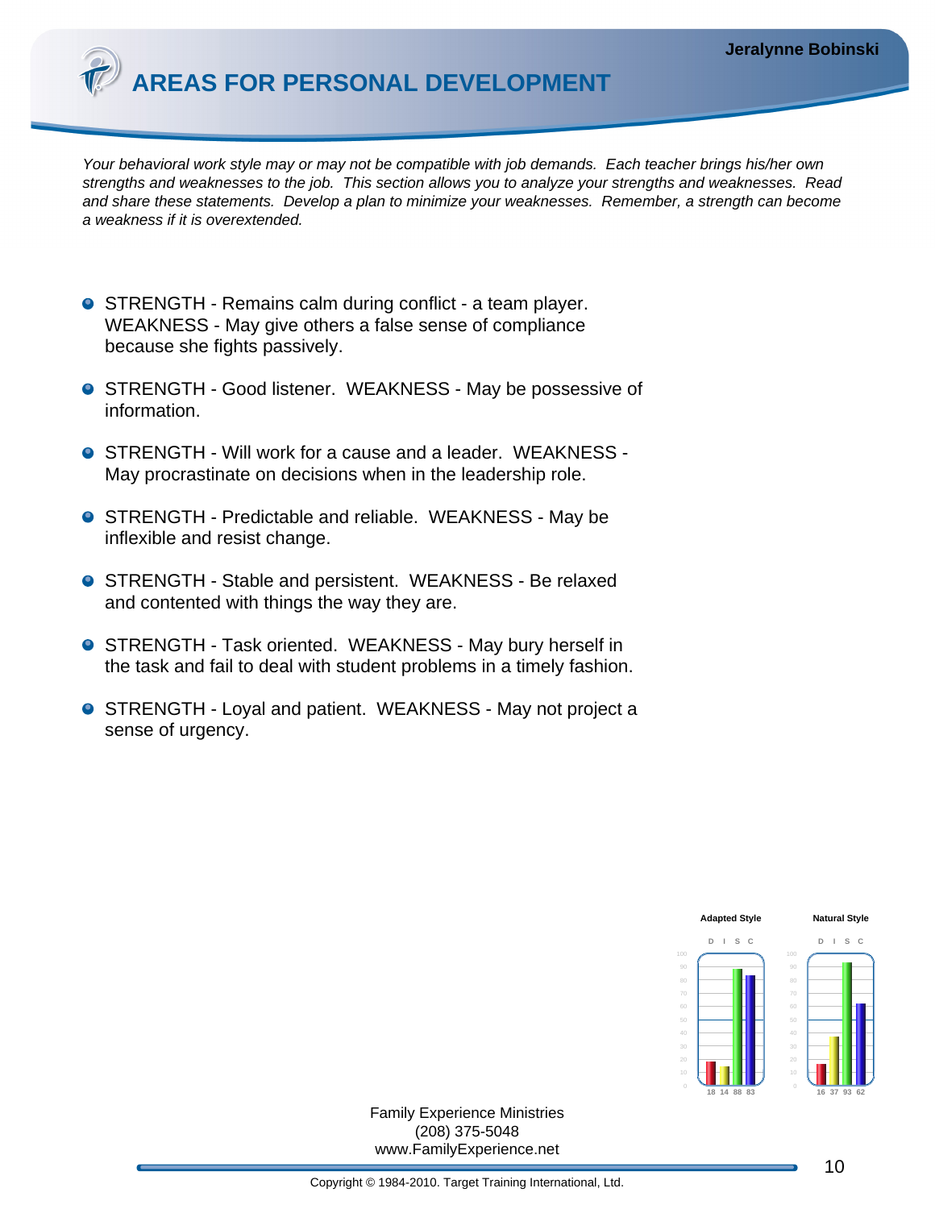# AREAS FOR PERSONAL DEVELOPMENT

*Your behavioral work style may or may not be compatible with job demands. Each teacher brings his/her own strengths and weaknesses to the job. This section allows you to analyze your strengths and weaknesses. Read and share these statements. Develop a plan to minimize your weaknesses. Remember, a strength can become a weakness if it is overextended.*

- STRENGTH - Remains calm during conflict - a team player. WEAKNESS - May give others a false sense of compliance because she fights passively.
- STRENGTH - Good listener. WEAKNESS - May be possessive of information.
- STRENGTH - Will work for a cause and a leader. WEAKNESS - May procrastinate on decisions when in the leadership role.
- STRENGTH - Predictable and reliable. WEAKNESS - May be inflexible and resist change.
- STRENGTH - Stable and persistent. WEAKNESS - Be relaxed and contented with things the way they are.
- STRENGTH - Task oriented. WEAKNESS - May bury herself in the task and fail to deal with student problems in a timely fashion.
- STRENGTH - Loyal and patient. WEAKNESS - May not project a sense of urgency.

| | D | I | S | C |
|---|---|---|---|---|
| Adapted Style | 18 | 14 | 88 | 83 |
| Natural Style | 16 | 37 | 93 | 62 |

Family Experience Ministries
(208) 375-5048
www.FamilyExperience.net

Copyright © 1984-2010. Target Training International, Ltd.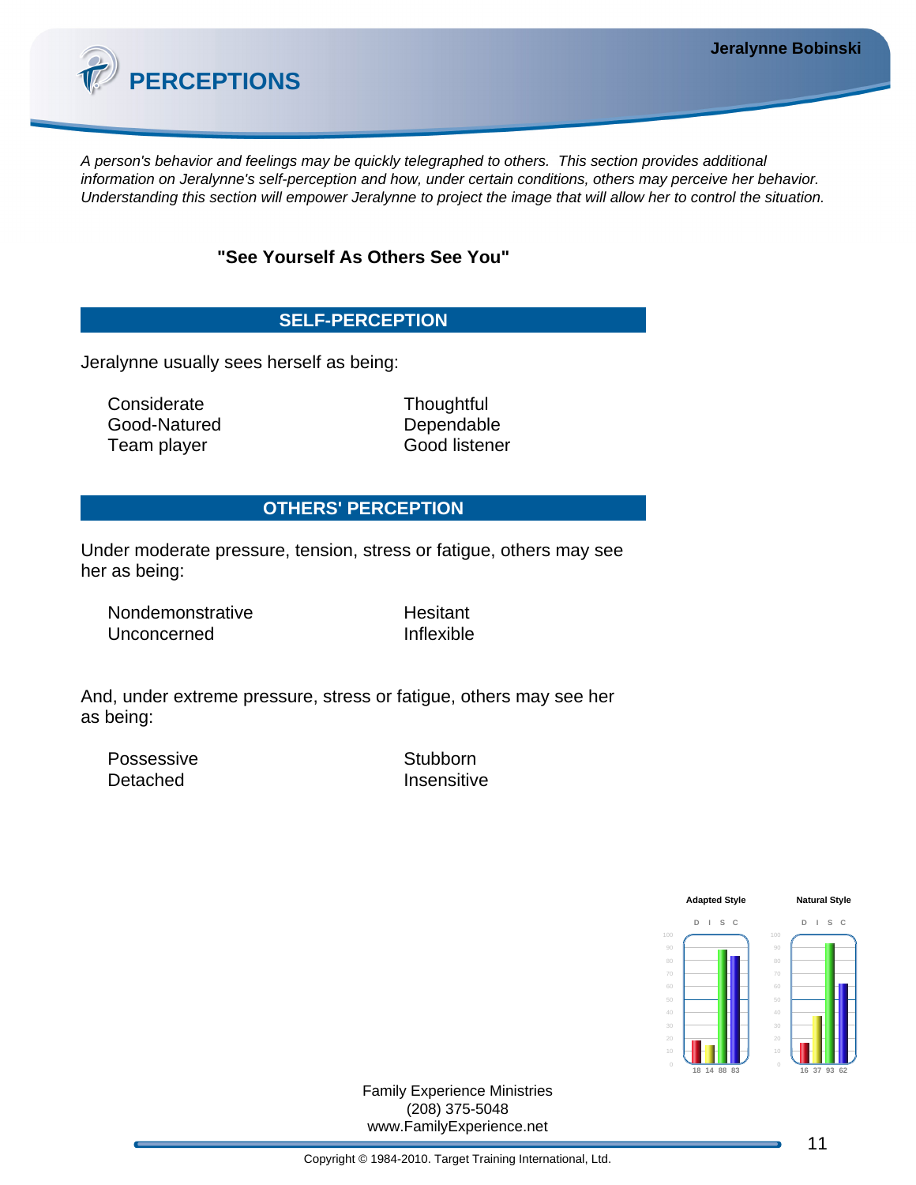# PERCEPTIONS

*A person's behavior and feelings may be quickly telegraphed to others. This section provides additional information on Jeralynne's self-perception and how, under certain conditions, others may perceive her behavior. Understanding this section will empower Jeralynne to project the image that will allow her to control the situation.*

**"See Yourself As Others See You"**

## SELF-PERCEPTION

Jeralynne usually sees herself as being:

- Considerate
- Good-Natured
- Team player
- Thoughtful
- Dependable
- Good listener

## OTHERS' PERCEPTION

Under moderate pressure, tension, stress or fatigue, others may see her as being:

- Nondemonstrative
- Unconcerned
- Hesitant
- Inflexible

And, under extreme pressure, stress or fatigue, others may see her as being:

- Possessive
- Detached
- Stubborn
- Insensitive

| | D | I | S | C |
|---|---|---|---|---|
| Adapted Style | 18 | 14 | 88 | 83 |
| Natural Style | 16 | 37 | 93 | 62 |

Family Experience Ministries
(208) 375-5048
www.FamilyExperience.net

Copyright © 1984-2010. Target Training International, Ltd.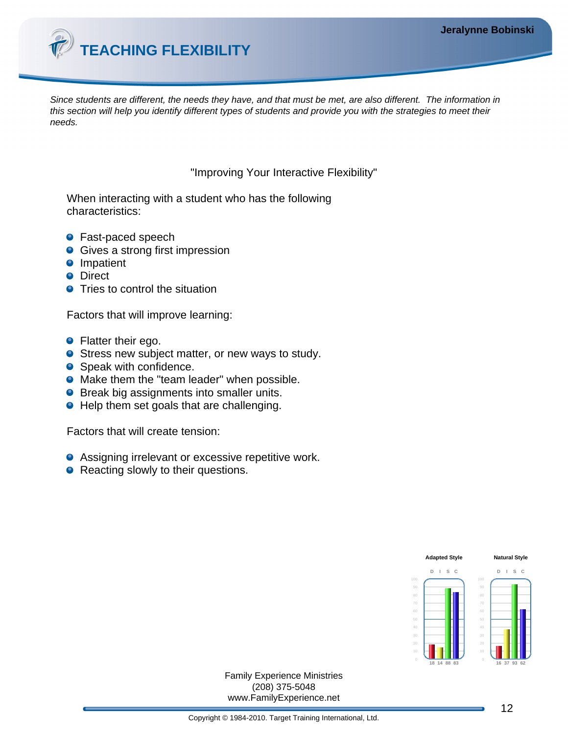# TEACHING FLEXIBILITY

*Since students are different, the needs they have, and that must be met, are also different. The information in this section will help you identify different types of students and provide you with the strategies to meet their needs.*

"Improving Your Interactive Flexibility"

When interacting with a student who has the following characteristics:

- Fast-paced speech
- Gives a strong first impression
- Impatient
- Direct
- Tries to control the situation

Factors that will improve learning:

- Flatter their ego.
- Stress new subject matter, or new ways to study.
- Speak with confidence.
- Make them the "team leader" when possible.
- Break big assignments into smaller units.
- Help them set goals that are challenging.

Factors that will create tension:

- Assigning irrelevant or excessive repetitive work.
- Reacting slowly to their questions.

| | D | I | S | C |
|---|---|---|---|---|
| Adapted Style | 18 | 14 | 88 | 83 |
| Natural Style | 16 | 37 | 93 | 62 |

Family Experience Ministries
(208) 375-5048
www.FamilyExperience.net

Copyright © 1984-2010. Target Training International, Ltd.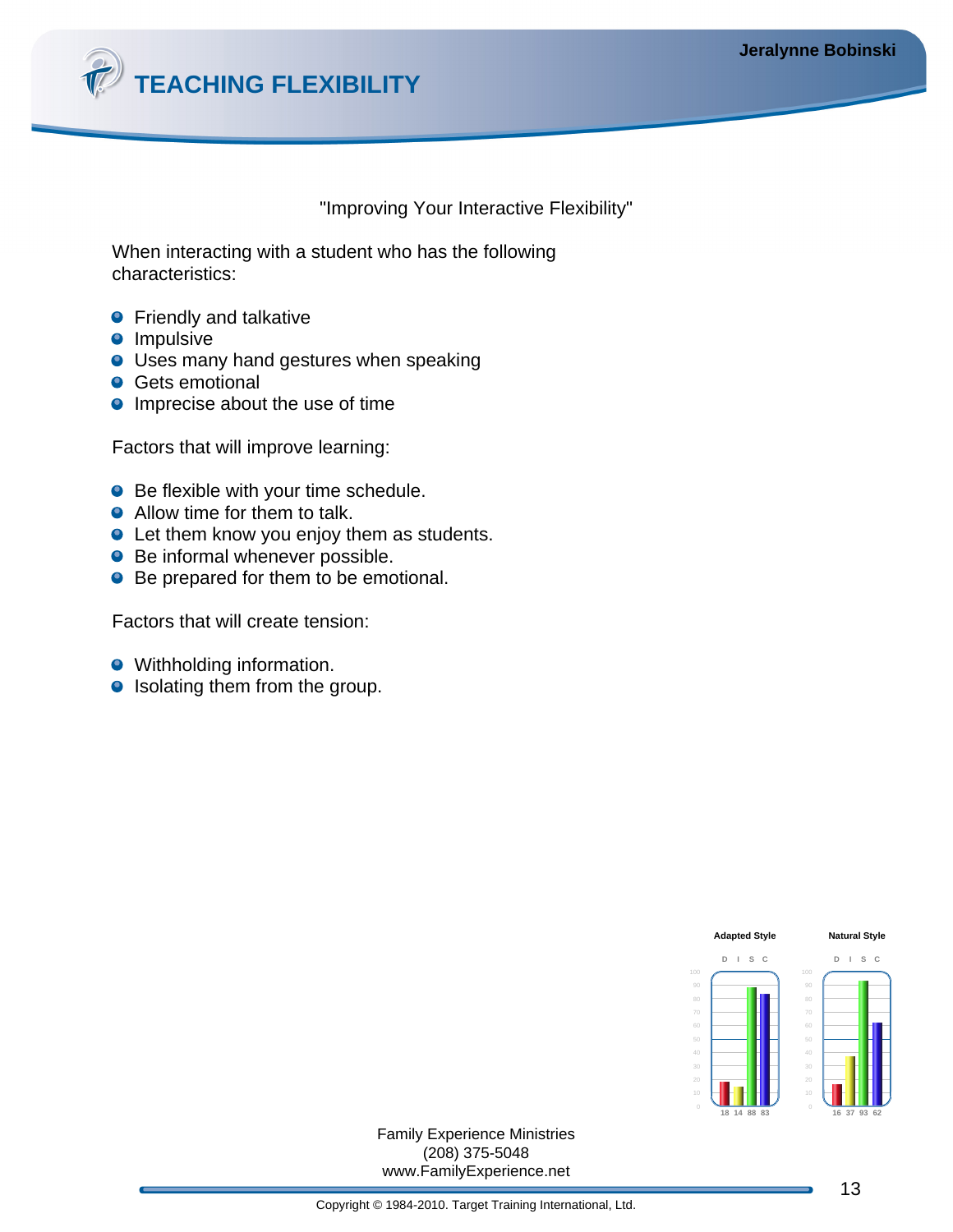# TEACHING FLEXIBILITY

"Improving Your Interactive Flexibility"

When interacting with a student who has the following characteristics:

- Friendly and talkative
- Impulsive
- Uses many hand gestures when speaking
- Gets emotional
- Imprecise about the use of time

Factors that will improve learning:

- Be flexible with your time schedule.
- Allow time for them to talk.
- Let them know you enjoy them as students.
- Be informal whenever possible.
- Be prepared for them to be emotional.

Factors that will create tension:

- Withholding information.
- Isolating them from the group.

| | D | I | S | C |
|---|---|---|---|---|
| Adapted Style | 18 | 14 | 88 | 83 |
| Natural Style | 16 | 37 | 93 | 62 |

Family Experience Ministries
(208) 375-5048
www.FamilyExperience.net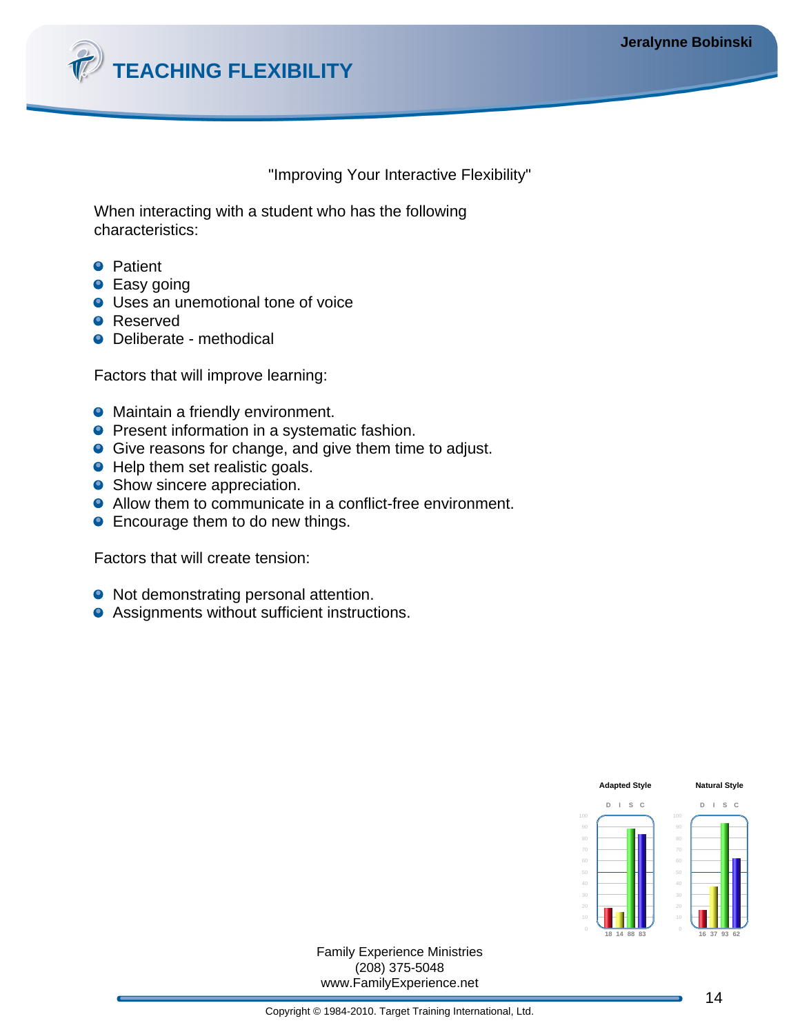# TEACHING FLEXIBILITY

"Improving Your Interactive Flexibility"

When interacting with a student who has the following characteristics:

- Patient
- Easy going
- Uses an unemotional tone of voice
- Reserved
- Deliberate - methodical

Factors that will improve learning:

- Maintain a friendly environment.
- Present information in a systematic fashion.
- Give reasons for change, and give them time to adjust.
- Help them set realistic goals.
- Show sincere appreciation.
- Allow them to communicate in a conflict-free environment.
- Encourage them to do new things.

Factors that will create tension:

- Not demonstrating personal attention.
- Assignments without sufficient instructions.

| | D | I | S | C |
|---|---|---|---|---|
| Adapted Style | 18 | 14 | 88 | 83 |
| Natural Style | 16 | 37 | 93 | 62 |

Family Experience Ministries
(208) 375-5048
www.FamilyExperience.net

Copyright © 1984-2010. Target Training International, Ltd.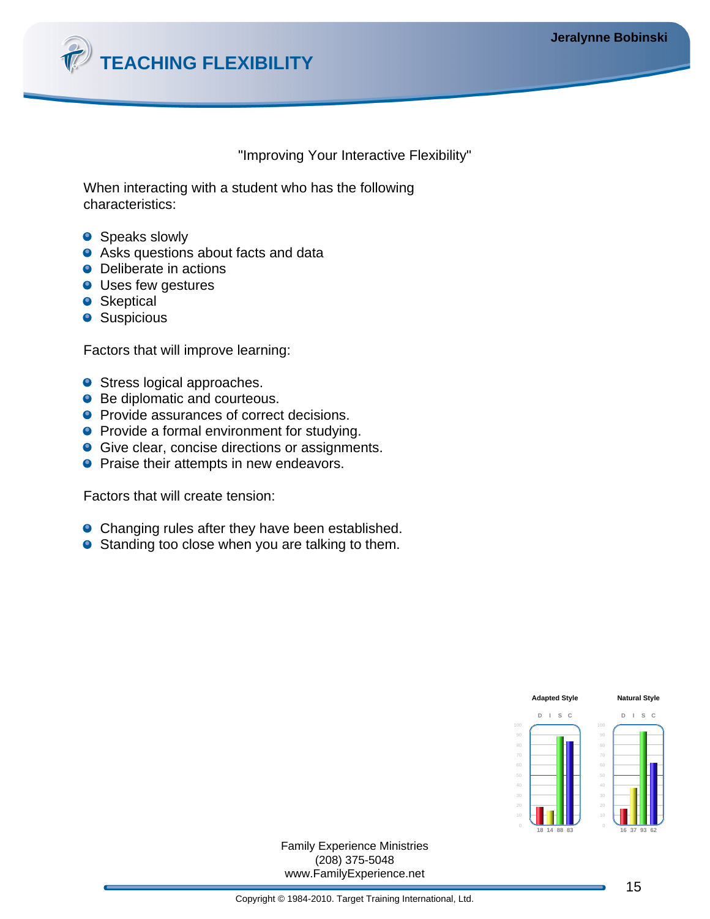# TEACHING FLEXIBILITY

"Improving Your Interactive Flexibility"

When interacting with a student who has the following characteristics:

- Speaks slowly
- Asks questions about facts and data
- Deliberate in actions
- Uses few gestures
- Skeptical
- Suspicious

Factors that will improve learning:

- Stress logical approaches.
- Be diplomatic and courteous.
- Provide assurances of correct decisions.
- Provide a formal environment for studying.
- Give clear, concise directions or assignments.
- Praise their attempts in new endeavors.

Factors that will create tension:

- Changing rules after they have been established.
- Standing too close when you are talking to them.

| | D | I | S | C |
|---|---|---|---|---|
| Adapted Style | 18 | 14 | 88 | 83 |
| Natural Style | 16 | 37 | 93 | 62 |

Family Experience Ministries
(208) 375-5048
www.FamilyExperience.net

Copyright © 1984-2010. Target Training International, Ltd.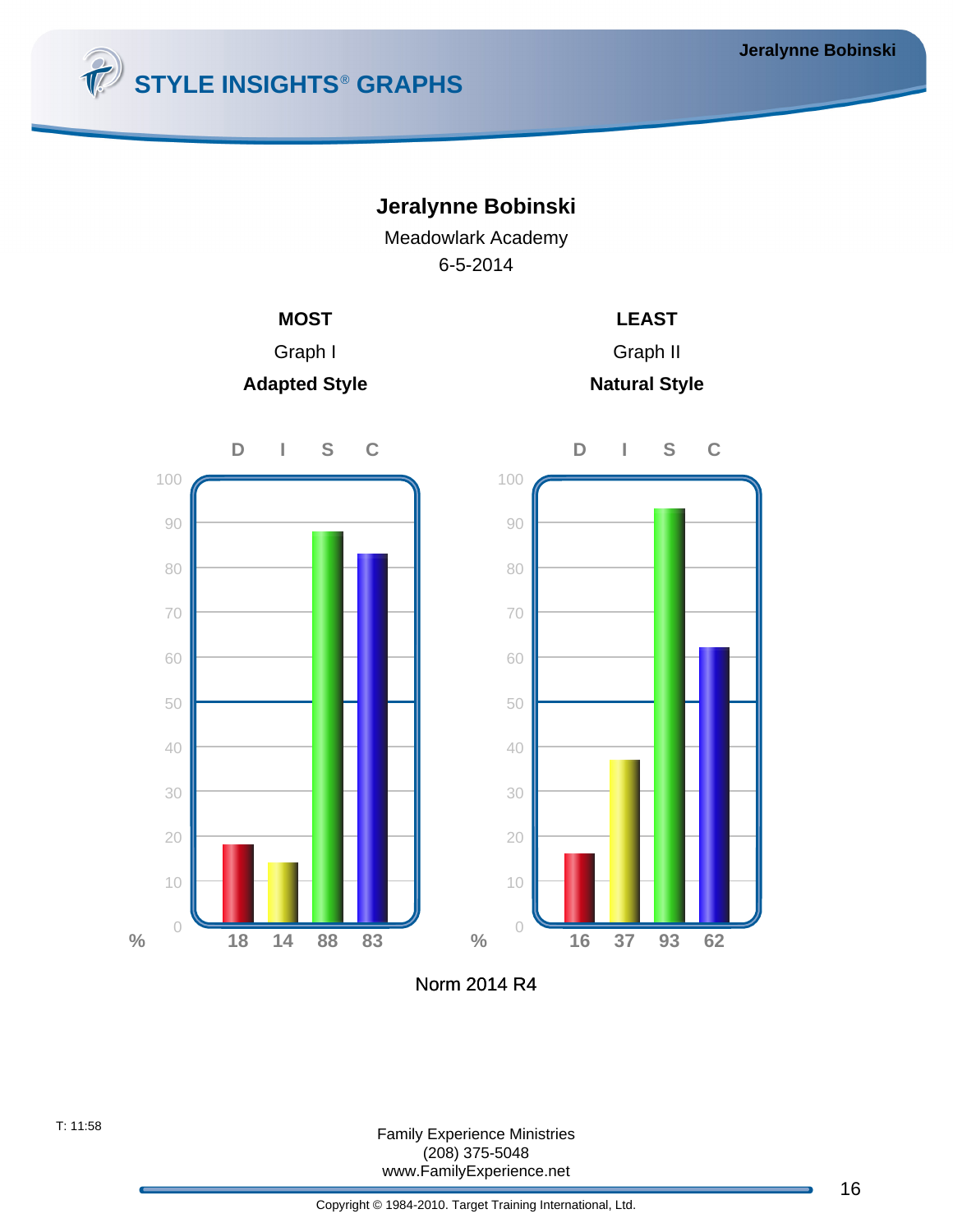# STYLE INSIGHTS® GRAPHS

**Jeralynne Bobinski**

Meadowlark Academy

6-5-2014

| | **MOST** | **LEAST** |
|---|---|---|
| | Graph I | Graph II |
| | **Adapted Style** | **Natural Style** |
| D | 18 | 16 |
| I | 14 | 37 |
| S | 88 | 93 |
| C | 83 | 62 |

Norm 2014 R4

T: 11:58

Family Experience Ministries
(208) 375-5048
www.FamilyExperience.net

Copyright © 1984-2010. Target Training International, Ltd.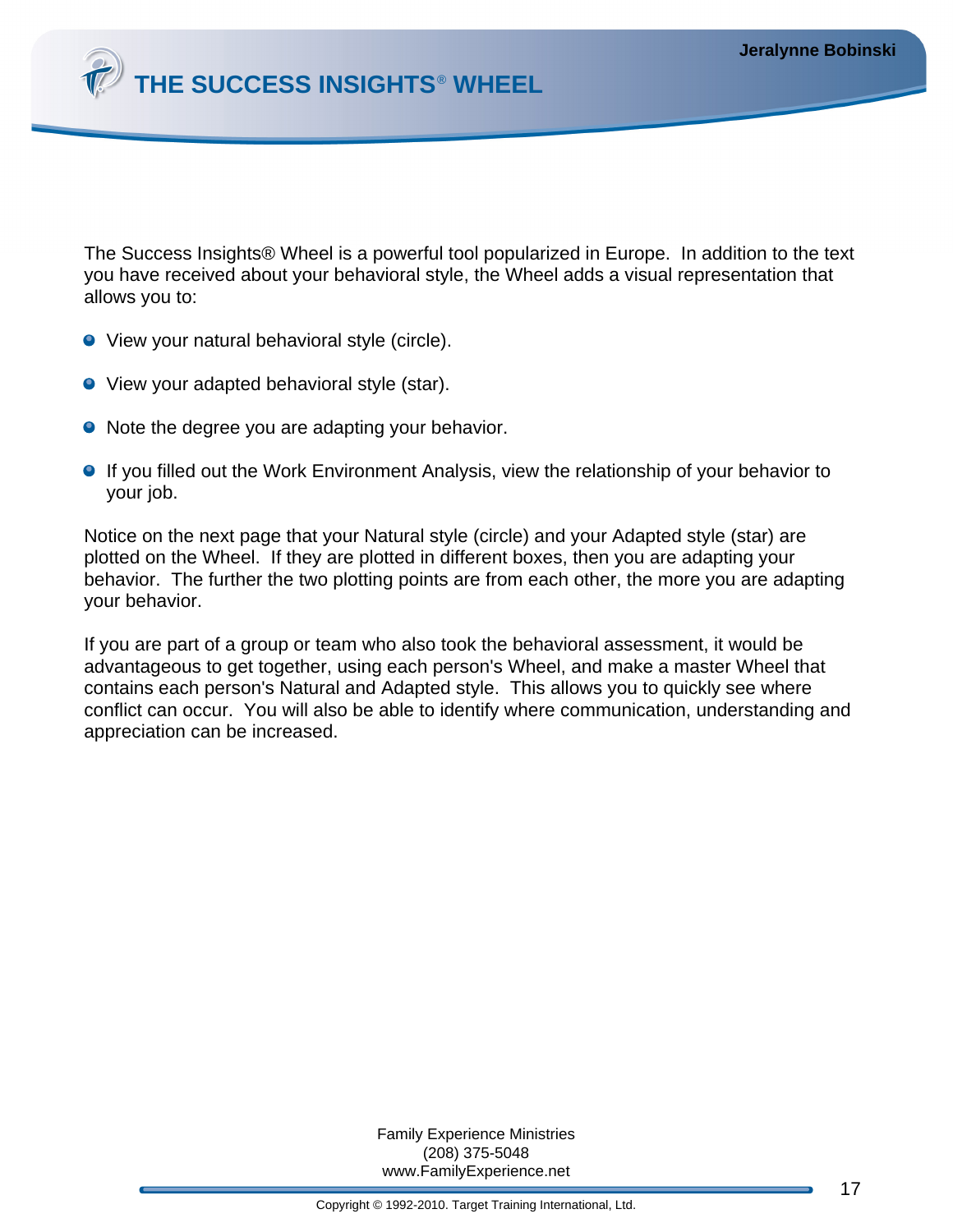# THE SUCCESS INSIGHTS® WHEEL

The Success Insights® Wheel is a powerful tool popularized in Europe. In addition to the text you have received about your behavioral style, the Wheel adds a visual representation that allows you to:

- View your natural behavioral style (circle).
- View your adapted behavioral style (star).
- Note the degree you are adapting your behavior.
- If you filled out the Work Environment Analysis, view the relationship of your behavior to your job.

Notice on the next page that your Natural style (circle) and your Adapted style (star) are plotted on the Wheel. If they are plotted in different boxes, then you are adapting your behavior. The further the two plotting points are from each other, the more you are adapting your behavior.

If you are part of a group or team who also took the behavioral assessment, it would be advantageous to get together, using each person's Wheel, and make a master Wheel that contains each person's Natural and Adapted style. This allows you to quickly see where conflict can occur. You will also be able to identify where communication, understanding and appreciation can be increased.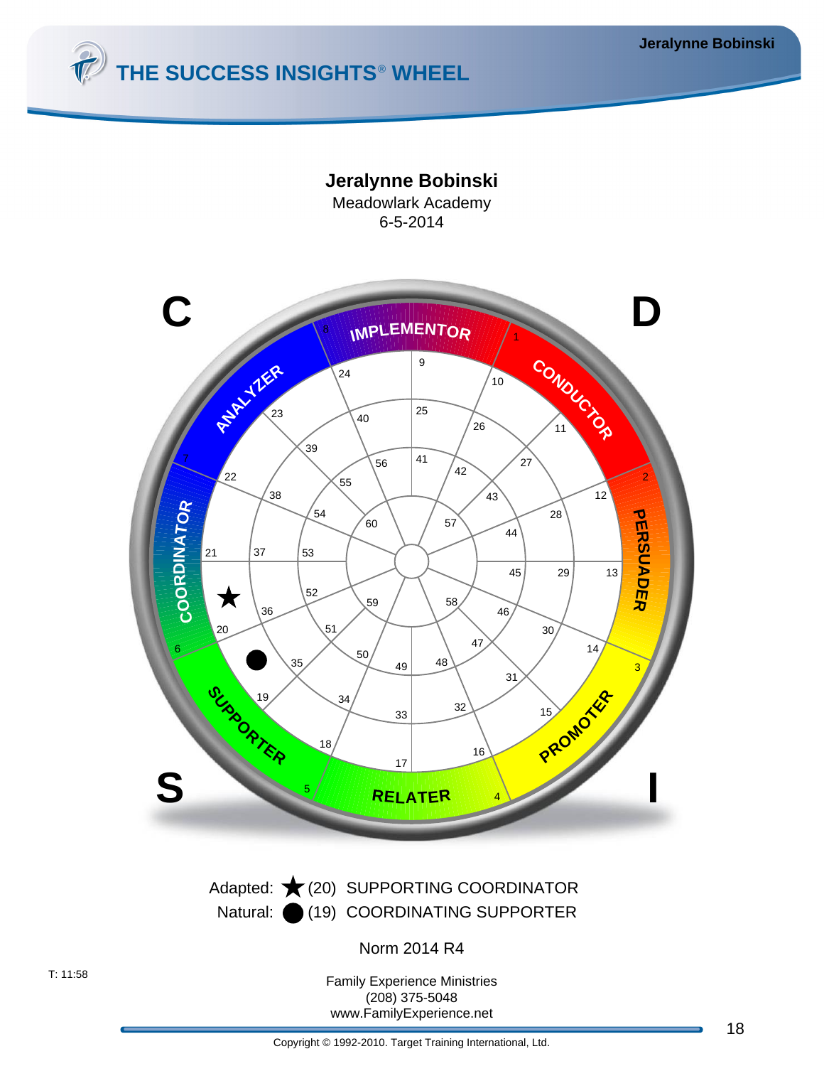# THE SUCCESS INSIGHTS® WHEEL

**Jeralynne Bobinski**
Meadowlark Academy
6-5-2014

C D S I

IMPLEMENTOR CONDUCTOR PERSUADER PROMOTER RELATER SUPPORTER COORDINATOR ANALYZER

Adapted: ★ (20) SUPPORTING COORDINATOR
Natural: ● (19) COORDINATING SUPPORTER

Norm 2014 R4

T: 11:58

Family Experience Ministries
(208) 375-5048
www.FamilyExperience.net

Copyright © 1992-2010. Target Training International, Ltd.